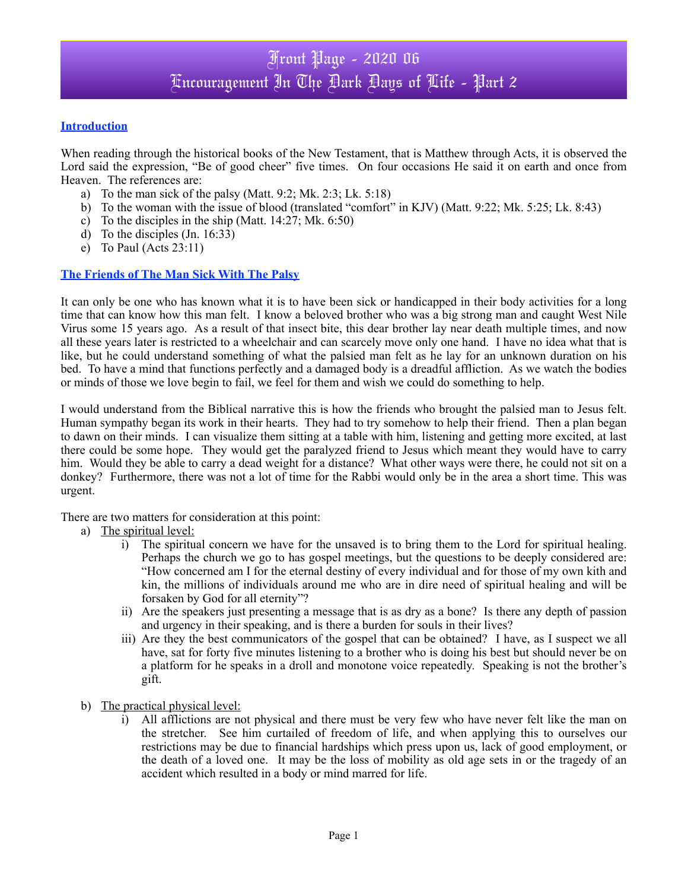# Front Page - 2020 06
# Encouragement In The Dark Days of Life - Part 2

## Introduction

When reading through the historical books of the New Testament, that is Matthew through Acts, it is observed the Lord said the expression, "Be of good cheer" five times. On four occasions He said it on earth and once from Heaven. The references are:

a) To the man sick of the palsy (Matt. 9:2; Mk. 2:3; Lk. 5:18)
b) To the woman with the issue of blood (translated "comfort" in KJV) (Matt. 9:22; Mk. 5:25; Lk. 8:43)
c) To the disciples in the ship (Matt. 14:27; Mk. 6:50)
d) To the disciples (Jn. 16:33)
e) To Paul (Acts 23:11)

## The Friends of The Man Sick With The Palsy

It can only be one who has known what it is to have been sick or handicapped in their body activities for a long time that can know how this man felt. I know a beloved brother who was a big strong man and caught West Nile Virus some 15 years ago. As a result of that insect bite, this dear brother lay near death multiple times, and now all these years later is restricted to a wheelchair and can scarcely move only one hand. I have no idea what that is like, but he could understand something of what the palsied man felt as he lay for an unknown duration on his bed. To have a mind that functions perfectly and a damaged body is a dreadful affliction. As we watch the bodies or minds of those we love begin to fail, we feel for them and wish we could do something to help.

I would understand from the Biblical narrative this is how the friends who brought the palsied man to Jesus felt. Human sympathy began its work in their hearts. They had to try somehow to help their friend. Then a plan began to dawn on their minds. I can visualize them sitting at a table with him, listening and getting more excited, at last there could be some hope. They would get the paralyzed friend to Jesus which meant they would have to carry him. Would they be able to carry a dead weight for a distance? What other ways were there, he could not sit on a donkey? Furthermore, there was not a lot of time for the Rabbi would only be in the area a short time. This was urgent.

There are two matters for consideration at this point:

a) The spiritual level:
    i) The spiritual concern we have for the unsaved is to bring them to the Lord for spiritual healing. Perhaps the church we go to has gospel meetings, but the questions to be deeply considered are: "How concerned am I for the eternal destiny of every individual and for those of my own kith and kin, the millions of individuals around me who are in dire need of spiritual healing and will be forsaken by God for all eternity"?
    ii) Are the speakers just presenting a message that is as dry as a bone? Is there any depth of passion and urgency in their speaking, and is there a burden for souls in their lives?
    iii) Are they the best communicators of the gospel that can be obtained? I have, as I suspect we all have, sat for forty five minutes listening to a brother who is doing his best but should never be on a platform for he speaks in a droll and monotone voice repeatedly. Speaking is not the brother's gift.

b) The practical physical level:
    i) All afflictions are not physical and there must be very few who have never felt like the man on the stretcher. See him curtailed of freedom of life, and when applying this to ourselves our restrictions may be due to financial hardships which press upon us, lack of good employment, or the death of a loved one. It may be the loss of mobility as old age sets in or the tragedy of an accident which resulted in a body or mind marred for life.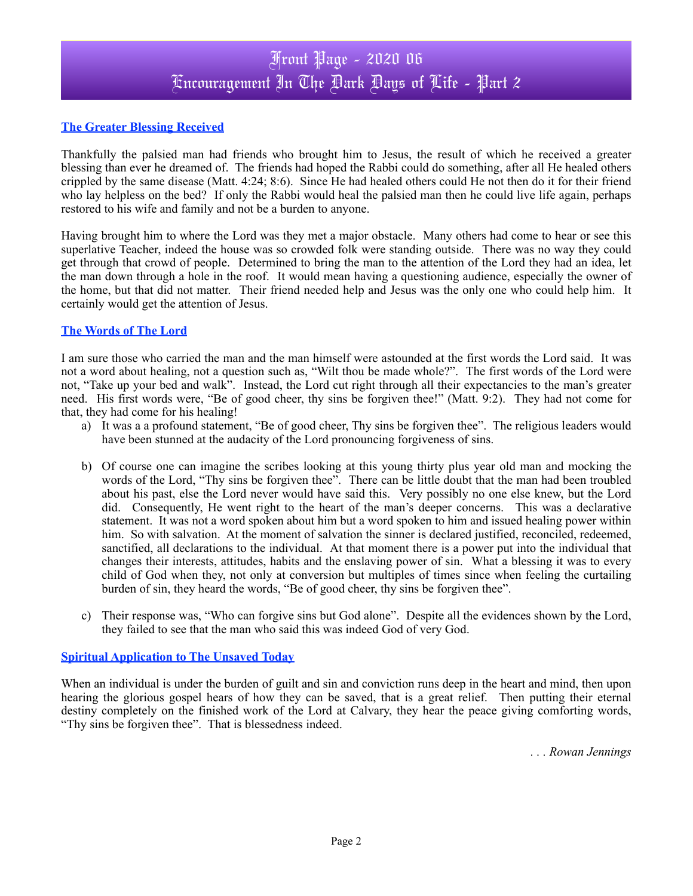# Front Page - 2020 06
# Encouragement In The Dark Days of Life - Part 2

## The Greater Blessing Received

Thankfully the palsied man had friends who brought him to Jesus, the result of which he received a greater blessing than ever he dreamed of. The friends had hoped the Rabbi could do something, after all He healed others crippled by the same disease (Matt. 4:24; 8:6). Since He had healed others could He not then do it for their friend who lay helpless on the bed? If only the Rabbi would heal the palsied man then he could live life again, perhaps restored to his wife and family and not be a burden to anyone.

Having brought him to where the Lord was they met a major obstacle. Many others had come to hear or see this superlative Teacher, indeed the house was so crowded folk were standing outside. There was no way they could get through that crowd of people. Determined to bring the man to the attention of the Lord they had an idea, let the man down through a hole in the roof. It would mean having a questioning audience, especially the owner of the home, but that did not matter. Their friend needed help and Jesus was the only one who could help him. It certainly would get the attention of Jesus.

## The Words of The Lord

I am sure those who carried the man and the man himself were astounded at the first words the Lord said. It was not a word about healing, not a question such as, "Wilt thou be made whole?". The first words of the Lord were not, "Take up your bed and walk". Instead, the Lord cut right through all their expectancies to the man's greater need. His first words were, "Be of good cheer, thy sins be forgiven thee!" (Matt. 9:2). They had not come for that, they had come for his healing!

a) It was a a profound statement, "Be of good cheer, Thy sins be forgiven thee". The religious leaders would have been stunned at the audacity of the Lord pronouncing forgiveness of sins.

b) Of course one can imagine the scribes looking at this young thirty plus year old man and mocking the words of the Lord, "Thy sins be forgiven thee". There can be little doubt that the man had been troubled about his past, else the Lord never would have said this. Very possibly no one else knew, but the Lord did. Consequently, He went right to the heart of the man's deeper concerns. This was a declarative statement. It was not a word spoken about him but a word spoken to him and issued healing power within him. So with salvation. At the moment of salvation the sinner is declared justified, reconciled, redeemed, sanctified, all declarations to the individual. At that moment there is a power put into the individual that changes their interests, attitudes, habits and the enslaving power of sin. What a blessing it was to every child of God when they, not only at conversion but multiples of times since when feeling the curtailing burden of sin, they heard the words, "Be of good cheer, thy sins be forgiven thee".

c) Their response was, "Who can forgive sins but God alone". Despite all the evidences shown by the Lord, they failed to see that the man who said this was indeed God of very God.

## Spiritual Application to The Unsaved Today

When an individual is under the burden of guilt and sin and conviction runs deep in the heart and mind, then upon hearing the glorious gospel hears of how they can be saved, that is a great relief. Then putting their eternal destiny completely on the finished work of the Lord at Calvary, they hear the peace giving comforting words, "Thy sins be forgiven thee". That is blessedness indeed.

*. . . Rowan Jennings*